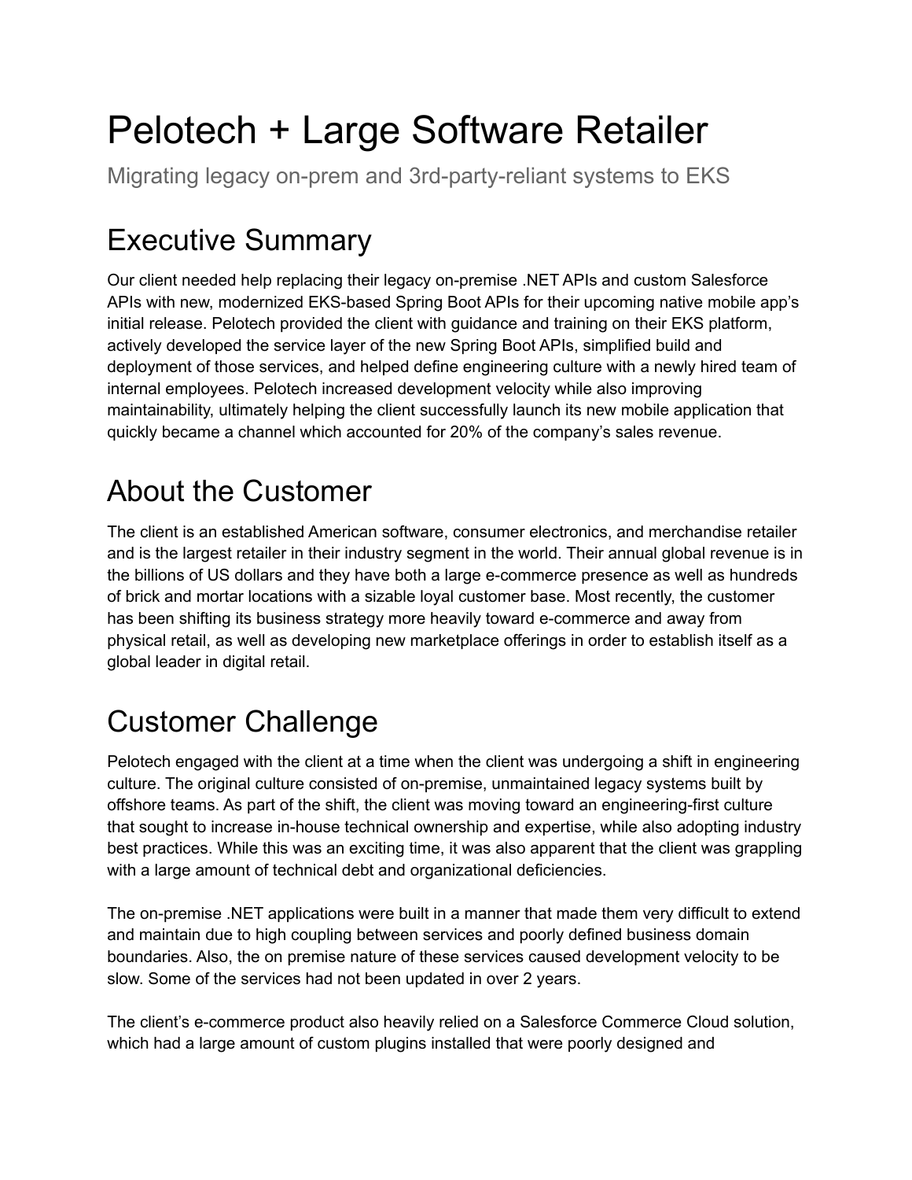# Pelotech + Large Software Retailer

Migrating legacy on-prem and 3rd-party-reliant systems to EKS

## Executive Summary

Our client needed help replacing their legacy on-premise .NET APIs and custom Salesforce APIs with new, modernized EKS-based Spring Boot APIs for their upcoming native mobile app's initial release. Pelotech provided the client with guidance and training on their EKS platform, actively developed the service layer of the new Spring Boot APIs, simplified build and deployment of those services, and helped define engineering culture with a newly hired team of internal employees. Pelotech increased development velocity while also improving maintainability, ultimately helping the client successfully launch its new mobile application that quickly became a channel which accounted for 20% of the company's sales revenue.

## About the Customer

The client is an established American software, consumer electronics, and merchandise retailer and is the largest retailer in their industry segment in the world. Their annual global revenue is in the billions of US dollars and they have both a large e-commerce presence as well as hundreds of brick and mortar locations with a sizable loyal customer base. Most recently, the customer has been shifting its business strategy more heavily toward e-commerce and away from physical retail, as well as developing new marketplace offerings in order to establish itself as a global leader in digital retail.

## Customer Challenge

Pelotech engaged with the client at a time when the client was undergoing a shift in engineering culture. The original culture consisted of on-premise, unmaintained legacy systems built by offshore teams. As part of the shift, the client was moving toward an engineering-first culture that sought to increase in-house technical ownership and expertise, while also adopting industry best practices. While this was an exciting time, it was also apparent that the client was grappling with a large amount of technical debt and organizational deficiencies.

The on-premise .NET applications were built in a manner that made them very difficult to extend and maintain due to high coupling between services and poorly defined business domain boundaries. Also, the on premise nature of these services caused development velocity to be slow. Some of the services had not been updated in over 2 years.

The client's e-commerce product also heavily relied on a Salesforce Commerce Cloud solution, which had a large amount of custom plugins installed that were poorly designed and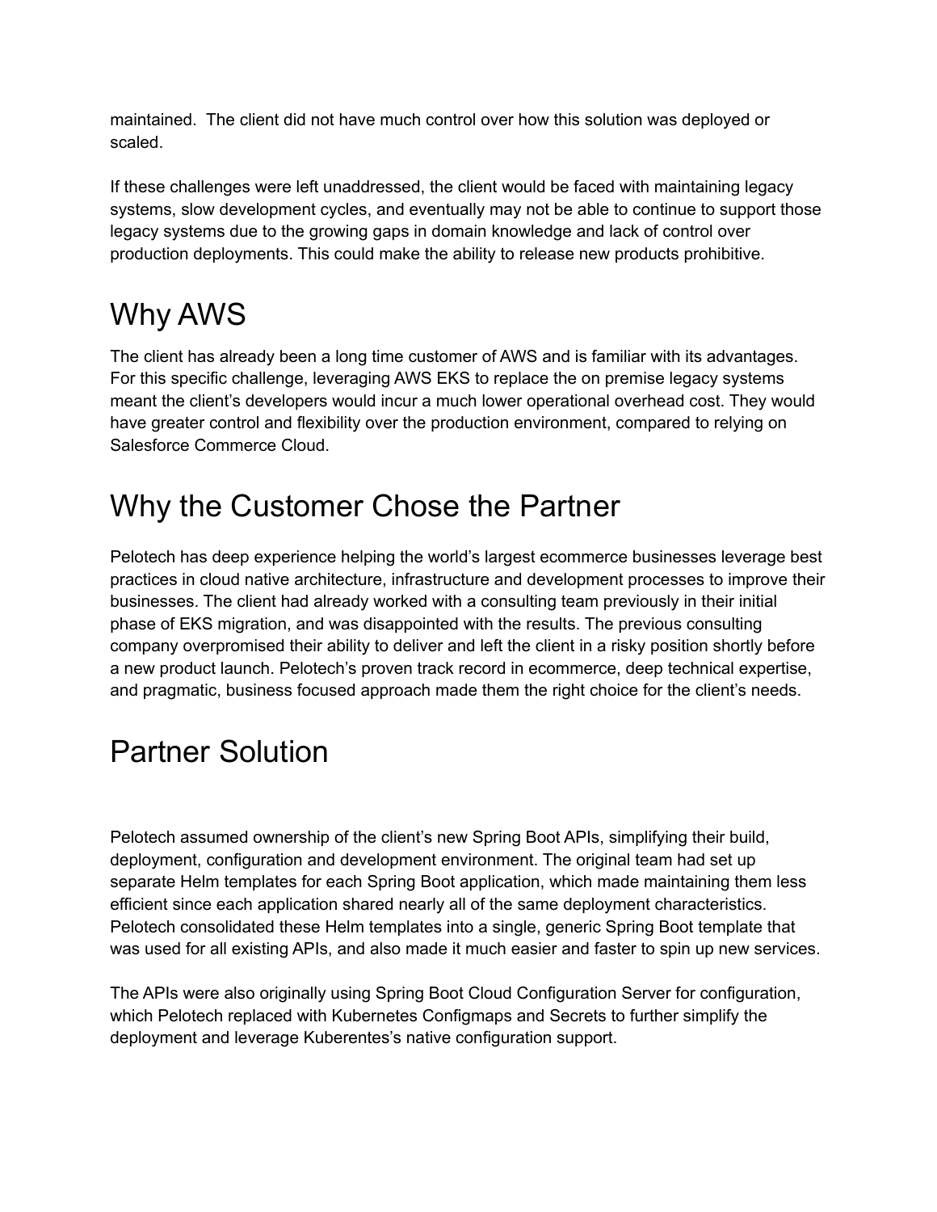maintained. The client did not have much control over how this solution was deployed or scaled.

If these challenges were left unaddressed, the client would be faced with maintaining legacy systems, slow development cycles, and eventually may not be able to continue to support those legacy systems due to the growing gaps in domain knowledge and lack of control over production deployments. This could make the ability to release new products prohibitive.

# Why AWS

The client has already been a long time customer of AWS and is familiar with its advantages. For this specific challenge, leveraging AWS EKS to replace the on premise legacy systems meant the client's developers would incur a much lower operational overhead cost. They would have greater control and flexibility over the production environment, compared to relying on Salesforce Commerce Cloud.

# Why the Customer Chose the Partner

Pelotech has deep experience helping the world's largest ecommerce businesses leverage best practices in cloud native architecture, infrastructure and development processes to improve their businesses. The client had already worked with a consulting team previously in their initial phase of EKS migration, and was disappointed with the results. The previous consulting company overpromised their ability to deliver and left the client in a risky position shortly before a new product launch. Pelotech's proven track record in ecommerce, deep technical expertise, and pragmatic, business focused approach made them the right choice for the client's needs.

# Partner Solution

Pelotech assumed ownership of the client's new Spring Boot APIs, simplifying their build, deployment, configuration and development environment. The original team had set up separate Helm templates for each Spring Boot application, which made maintaining them less efficient since each application shared nearly all of the same deployment characteristics. Pelotech consolidated these Helm templates into a single, generic Spring Boot template that was used for all existing APIs, and also made it much easier and faster to spin up new services.

The APIs were also originally using Spring Boot Cloud Configuration Server for configuration, which Pelotech replaced with Kubernetes Configmaps and Secrets to further simplify the deployment and leverage Kuberentes's native configuration support.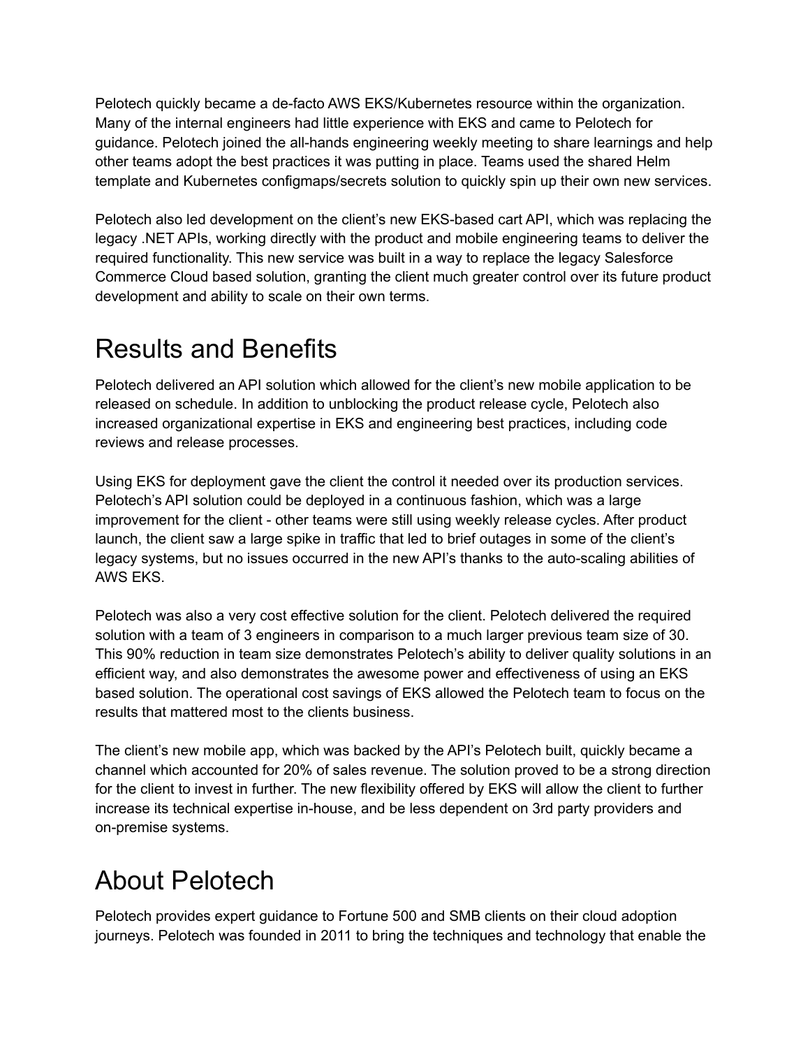Pelotech quickly became a de-facto AWS EKS/Kubernetes resource within the organization. Many of the internal engineers had little experience with EKS and came to Pelotech for guidance. Pelotech joined the all-hands engineering weekly meeting to share learnings and help other teams adopt the best practices it was putting in place. Teams used the shared Helm template and Kubernetes configmaps/secrets solution to quickly spin up their own new services.

Pelotech also led development on the client's new EKS-based cart API, which was replacing the legacy .NET APIs, working directly with the product and mobile engineering teams to deliver the required functionality. This new service was built in a way to replace the legacy Salesforce Commerce Cloud based solution, granting the client much greater control over its future product development and ability to scale on their own terms.

# Results and Benefits

Pelotech delivered an API solution which allowed for the client's new mobile application to be released on schedule. In addition to unblocking the product release cycle, Pelotech also increased organizational expertise in EKS and engineering best practices, including code reviews and release processes.

Using EKS for deployment gave the client the control it needed over its production services. Pelotech's API solution could be deployed in a continuous fashion, which was a large improvement for the client - other teams were still using weekly release cycles. After product launch, the client saw a large spike in traffic that led to brief outages in some of the client's legacy systems, but no issues occurred in the new API's thanks to the auto-scaling abilities of AWS EKS.

Pelotech was also a very cost effective solution for the client. Pelotech delivered the required solution with a team of 3 engineers in comparison to a much larger previous team size of 30. This 90% reduction in team size demonstrates Pelotech's ability to deliver quality solutions in an efficient way, and also demonstrates the awesome power and effectiveness of using an EKS based solution. The operational cost savings of EKS allowed the Pelotech team to focus on the results that mattered most to the clients business.

The client's new mobile app, which was backed by the API's Pelotech built, quickly became a channel which accounted for 20% of sales revenue. The solution proved to be a strong direction for the client to invest in further. The new flexibility offered by EKS will allow the client to further increase its technical expertise in-house, and be less dependent on 3rd party providers and on-premise systems.

# About Pelotech

Pelotech provides expert guidance to Fortune 500 and SMB clients on their cloud adoption journeys. Pelotech was founded in 2011 to bring the techniques and technology that enable the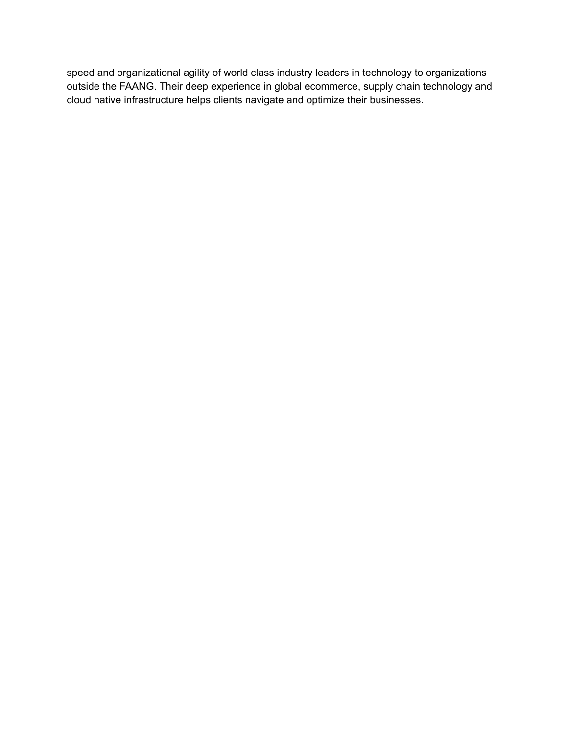speed and organizational agility of world class industry leaders in technology to organizations outside the FAANG. Their deep experience in global ecommerce, supply chain technology and cloud native infrastructure helps clients navigate and optimize their businesses.